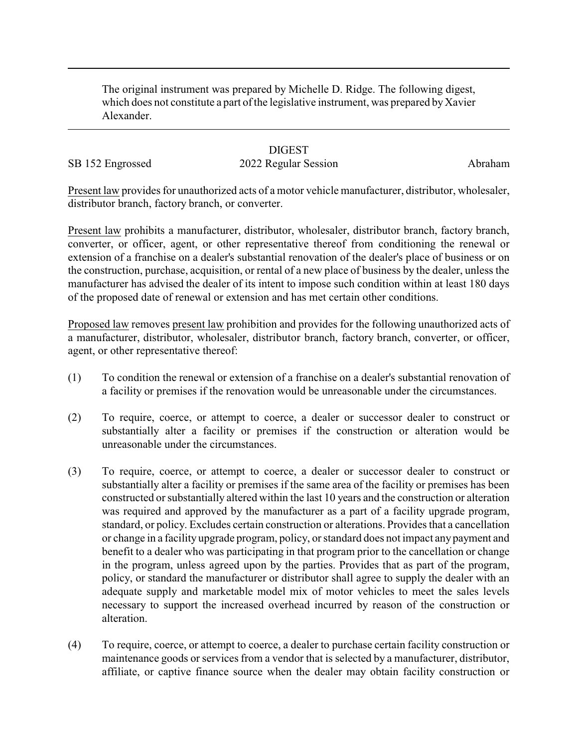The original instrument was prepared by Michelle D. Ridge. The following digest, which does not constitute a part of the legislative instrument, was prepared by Xavier Alexander.

DIGEST

SB 152 Engrossed 2022 Regular Session Abraham

Present law provides for unauthorized acts of a motor vehicle manufacturer, distributor, wholesaler, distributor branch, factory branch, or converter.

Present law prohibits a manufacturer, distributor, wholesaler, distributor branch, factory branch, converter, or officer, agent, or other representative thereof from conditioning the renewal or extension of a franchise on a dealer's substantial renovation of the dealer's place of business or on the construction, purchase, acquisition, or rental of a new place of business by the dealer, unless the manufacturer has advised the dealer of its intent to impose such condition within at least 180 days of the proposed date of renewal or extension and has met certain other conditions.

Proposed law removes present law prohibition and provides for the following unauthorized acts of a manufacturer, distributor, wholesaler, distributor branch, factory branch, converter, or officer, agent, or other representative thereof:

(1) To condition the renewal or extension of a franchise on a dealer's substantial renovation of a facility or premises if the renovation would be unreasonable under the circumstances.

(2) To require, coerce, or attempt to coerce, a dealer or successor dealer to construct or substantially alter a facility or premises if the construction or alteration would be unreasonable under the circumstances.

(3) To require, coerce, or attempt to coerce, a dealer or successor dealer to construct or substantially alter a facility or premises if the same area of the facility or premises has been constructed or substantially altered within the last 10 years and the construction or alteration was required and approved by the manufacturer as a part of a facility upgrade program, standard, or policy. Excludes certain construction or alterations. Provides that a cancellation or change in a facility upgrade program, policy, or standard does not impact any payment and benefit to a dealer who was participating in that program prior to the cancellation or change in the program, unless agreed upon by the parties. Provides that as part of the program, policy, or standard the manufacturer or distributor shall agree to supply the dealer with an adequate supply and marketable model mix of motor vehicles to meet the sales levels necessary to support the increased overhead incurred by reason of the construction or alteration.

(4) To require, coerce, or attempt to coerce, a dealer to purchase certain facility construction or maintenance goods or services from a vendor that is selected by a manufacturer, distributor, affiliate, or captive finance source when the dealer may obtain facility construction or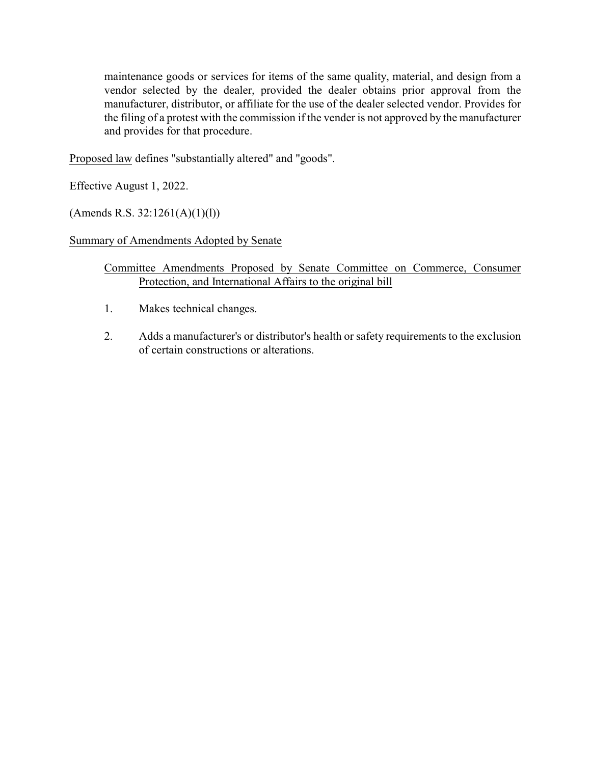maintenance goods or services for items of the same quality, material, and design from a vendor selected by the dealer, provided the dealer obtains prior approval from the manufacturer, distributor, or affiliate for the use of the dealer selected vendor. Provides for the filing of a protest with the commission if the vender is not approved by the manufacturer and provides for that procedure.

Proposed law defines "substantially altered" and "goods".

Effective August 1, 2022.

(Amends R.S. 32:1261(A)(1)(l))

Summary of Amendments Adopted by Senate

Committee Amendments Proposed by Senate Committee on Commerce, Consumer Protection, and International Affairs to the original bill

1. Makes technical changes.

2. Adds a manufacturer's or distributor's health or safety requirements to the exclusion of certain constructions or alterations.